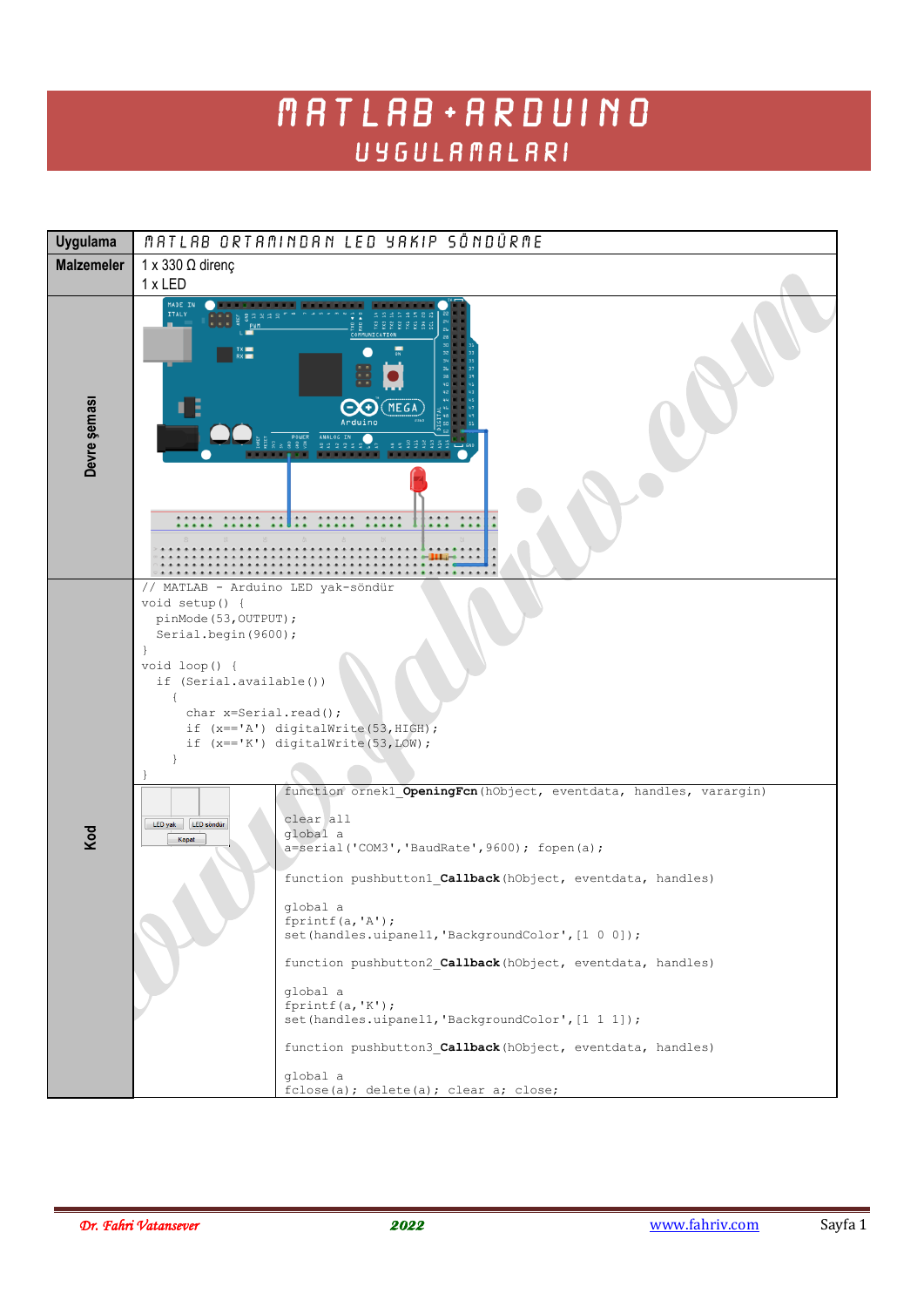# MATLAB+ARDUINO UYGULAMALARI

| Uygulama | MATLAB ORTAMINDAN LED YAKIP SÖNDÜRME |
|---|---|
| Malzemeler | 1 x 330 Ω direnç<br>1 x LED |
| Devre şeması | |

**Kod**

```
// MATLAB - Arduino LED yak-söndür
void setup() {
  pinMode(53,OUTPUT);
  Serial.begin(9600);
}
void loop() {
  if (Serial.available())
    {
      char x=Serial.read();
      if (x=='A') digitalWrite(53,HIGH);
      if (x=='K') digitalWrite(53,LOW);
    }
}
```

LED yak | LED söndür | Kapat

```
function ornek1_OpeningFcn(hObject, eventdata, handles, varargin)

clear all
global a
a=serial('COM3','BaudRate',9600); fopen(a);

function pushbutton1_Callback(hObject, eventdata, handles)

global a
fprintf(a,'A');
set(handles.uipanel1,'BackgroundColor',[1 0 0]);

function pushbutton2_Callback(hObject, eventdata, handles)

global a
fprintf(a,'K');
set(handles.uipanel1,'BackgroundColor',[1 1 1]);

function pushbutton3_Callback(hObject, eventdata, handles)

global a
fclose(a); delete(a); clear a; close;
```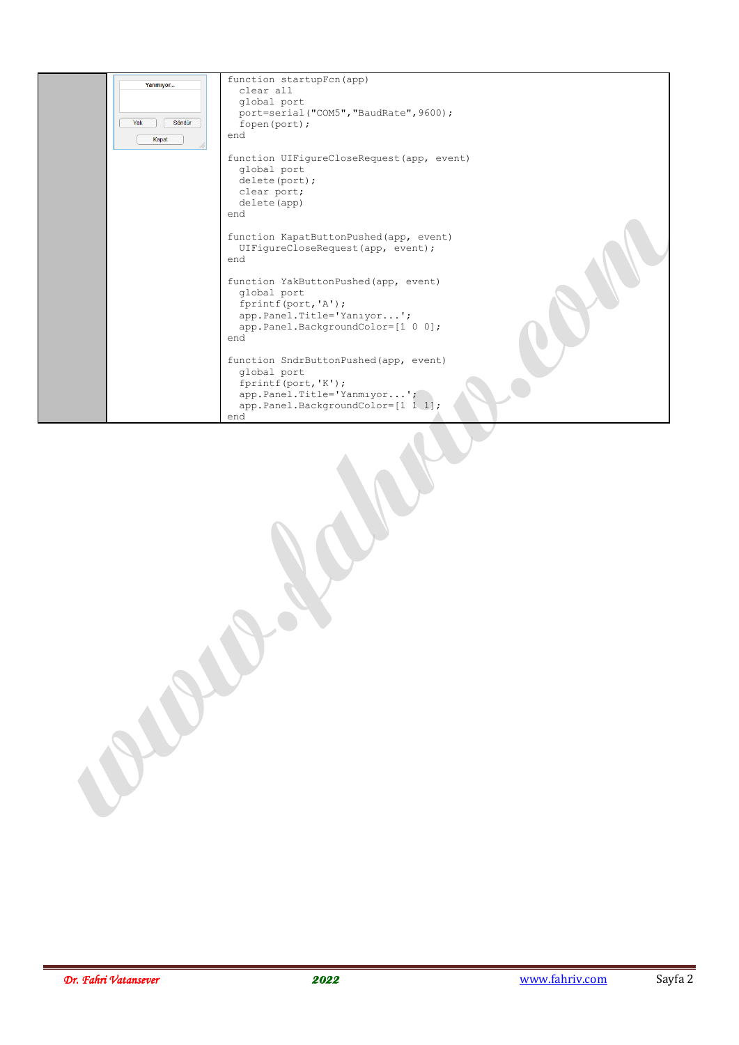| | | |
|---|---|---|
| | Yanmıyor... Yak Söndür Kapat | ```function startupFcn(app)   clear all   global port   port=serial("COM5","BaudRate",9600);   fopen(port); end``` |

```
function startupFcn(app)
  clear all
  global port
  port=serial("COM5","BaudRate",9600);
  fopen(port);
end

function UIFigureCloseRequest(app, event)
  global port
  delete(port);
  clear port;
  delete(app)
end

function KapatButtonPushed(app, event)
  UIFigureCloseRequest(app, event);
end

function YakButtonPushed(app, event)
  global port
  fprintf(port,'A');
  app.Panel.Title='Yanıyor...';
  app.Panel.BackgroundColor=[1 0 0];
end

function SndrButtonPushed(app, event)
  global port
  fprintf(port,'K');
  app.Panel.Title='Yanmıyor...';
  app.Panel.BackgroundColor=[1 1 1];
end
```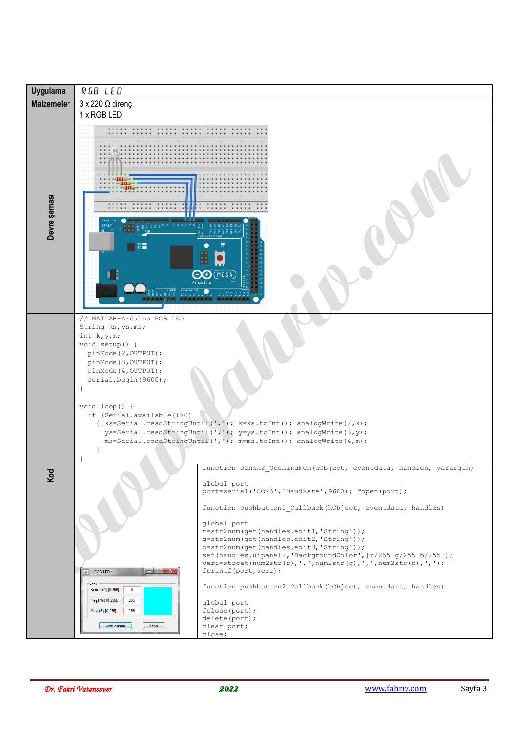| Uygulama | RGB LED |
|---|---|
| Malzemeler | 3 x 220 Ω direnç<br>1 x RGB LED |
| Devre şeması | |
| Kod | (see code below) |

```
// MATLAB-Arduino RGB LED
String ks,ys,ms;
int k,y,m;
void setup() {
  pinMode(2,OUTPUT);
  pinMode(3,OUTPUT);
  pinMode(4,OUTPUT);
  Serial.begin(9600);
}

void loop() {
  if (Serial.available()>0)
    { ks=Serial.readStringUntil(','); k=ks.toInt(); analogWrite(2,k);
      ys=Serial.readStringUntil(','); y=ys.toInt(); analogWrite(3,y);
      ms=Serial.readStringUntil(','); m=ms.toInt(); analogWrite(4,m);
    }
}
```

```
function ornek2_OpeningFcn(hObject, eventdata, handles, varargin)

global port
port=serial('COM3','BaudRate',9600); fopen(port);

function pushbutton1_Callback(hObject, eventdata, handles)

global port
r=str2num(get(handles.edit1,'String'));
g=str2num(get(handles.edit2,'String'));
b=str2num(get(handles.edit3,'String'));
set(handles.uipanel2,'BackgroundColor',[r/255 g/255 b/255]);
veri=strcat(num2str(r),',',num2str(g),',',num2str(b),',');
fprintf(port,veri);

function pushbutton2_Callback(hObject, eventdata, handles)

global port
fclose(port);
delete(port);
clear port;
close;
```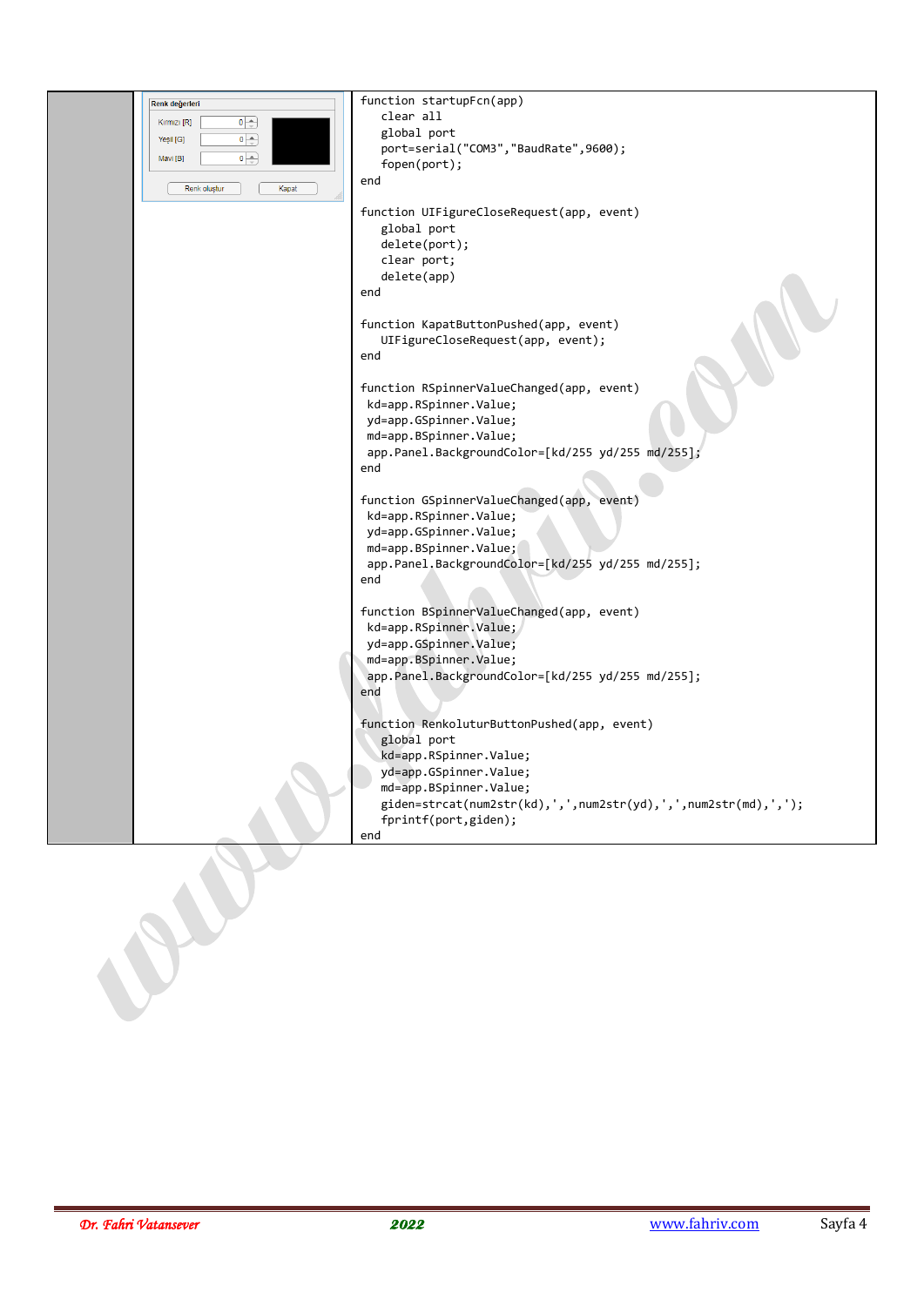| | | |
|---|---|---|
| | Renk değerleri<br>Kırmızı [R] 0<br>Yeşil [G] 0<br>Mavi [B] 0<br>Renk oluştur Kapat | ```function startupFcn(app)``` |

```
function startupFcn(app)
   clear all
   global port
   port=serial("COM3","BaudRate",9600);
   fopen(port);
end

function UIFigureCloseRequest(app, event)
   global port
   delete(port);
   clear port;
   delete(app)
end

function KapatButtonPushed(app, event)
   UIFigureCloseRequest(app, event);
end

function RSpinnerValueChanged(app, event)
 kd=app.RSpinner.Value;
 yd=app.GSpinner.Value;
 md=app.BSpinner.Value;
 app.Panel.BackgroundColor=[kd/255 yd/255 md/255];
end

function GSpinnerValueChanged(app, event)
 kd=app.RSpinner.Value;
 yd=app.GSpinner.Value;
 md=app.BSpinner.Value;
 app.Panel.BackgroundColor=[kd/255 yd/255 md/255];
end

function BSpinnerValueChanged(app, event)
 kd=app.RSpinner.Value;
 yd=app.GSpinner.Value;
 md=app.BSpinner.Value;
 app.Panel.BackgroundColor=[kd/255 yd/255 md/255];
end

function RenkoluturButtonPushed(app, event)
   global port
   kd=app.RSpinner.Value;
   yd=app.GSpinner.Value;
   md=app.BSpinner.Value;
   giden=strcat(num2str(kd),',',num2str(yd),',',num2str(md),',');
   fprintf(port,giden);
end
```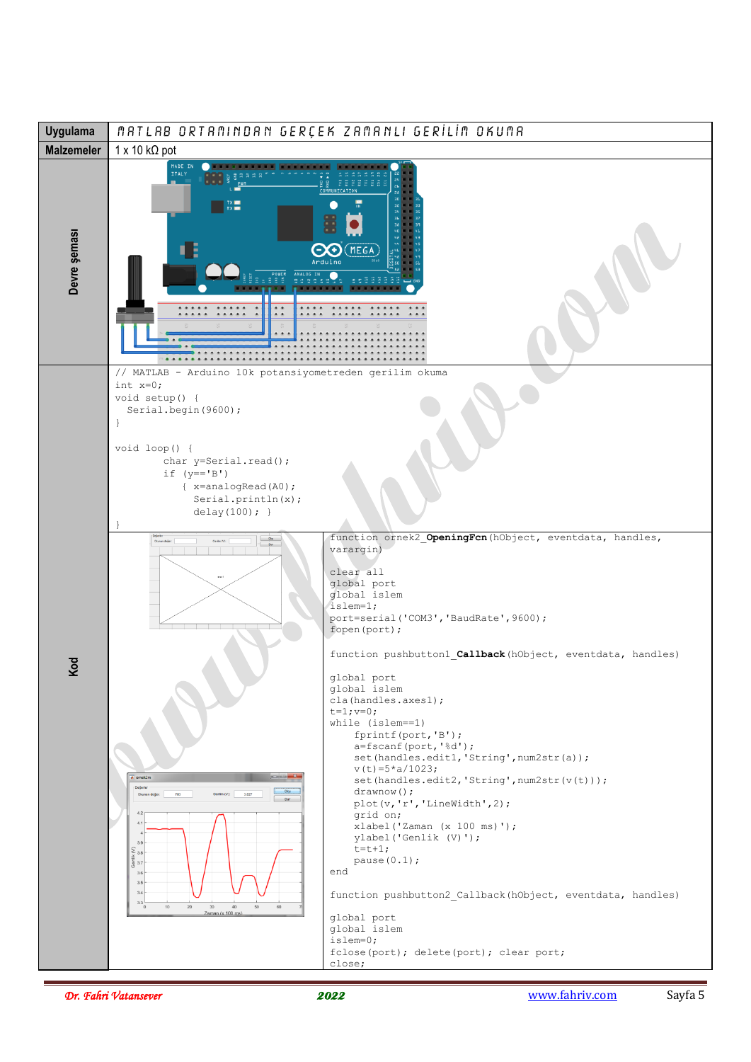| Uygulama | MATLAB ORTAMINDAN GERÇEK ZAMANLI GERİLİM OKUMA |
|---|---|
| Malzemeler | 1 x 10 kΩ pot |
| Devre şeması | |

**Kod**

```
// MATLAB - Arduino 10k potansiyometreden gerilim okuma
int x=0;
void setup() {
  Serial.begin(9600);
}

void loop() {
        char y=Serial.read();
        if (y=='B')
           { x=analogRead(A0);
             Serial.println(x);
             delay(100); }
}
```

```
function ornek2_OpeningFcn(hObject, eventdata, handles,
varargin)

clear all
global port
global islem
islem=1;
port=serial('COM3','BaudRate',9600);
fopen(port);

function pushbutton1_Callback(hObject, eventdata, handles)

global port
global islem
cla(handles.axes1);
t=1;v=0;
while (islem==1)
    fprintf(port,'B');
    a=fscanf(port,'%d');
    set(handles.edit1,'String',num2str(a));
    v(t)=5*a/1023;
    set(handles.edit2,'String',num2str(v(t)));
    drawnow();
    plot(v,'r','LineWidth',2);
    grid on;
    xlabel('Zaman (x 100 ms)');
    ylabel('Genlik (V)');
    t=t+1;
    pause(0.1);
end

function pushbutton2_Callback(hObject, eventdata, handles)

global port
global islem
islem=0;
fclose(port); delete(port); clear port;
close;
```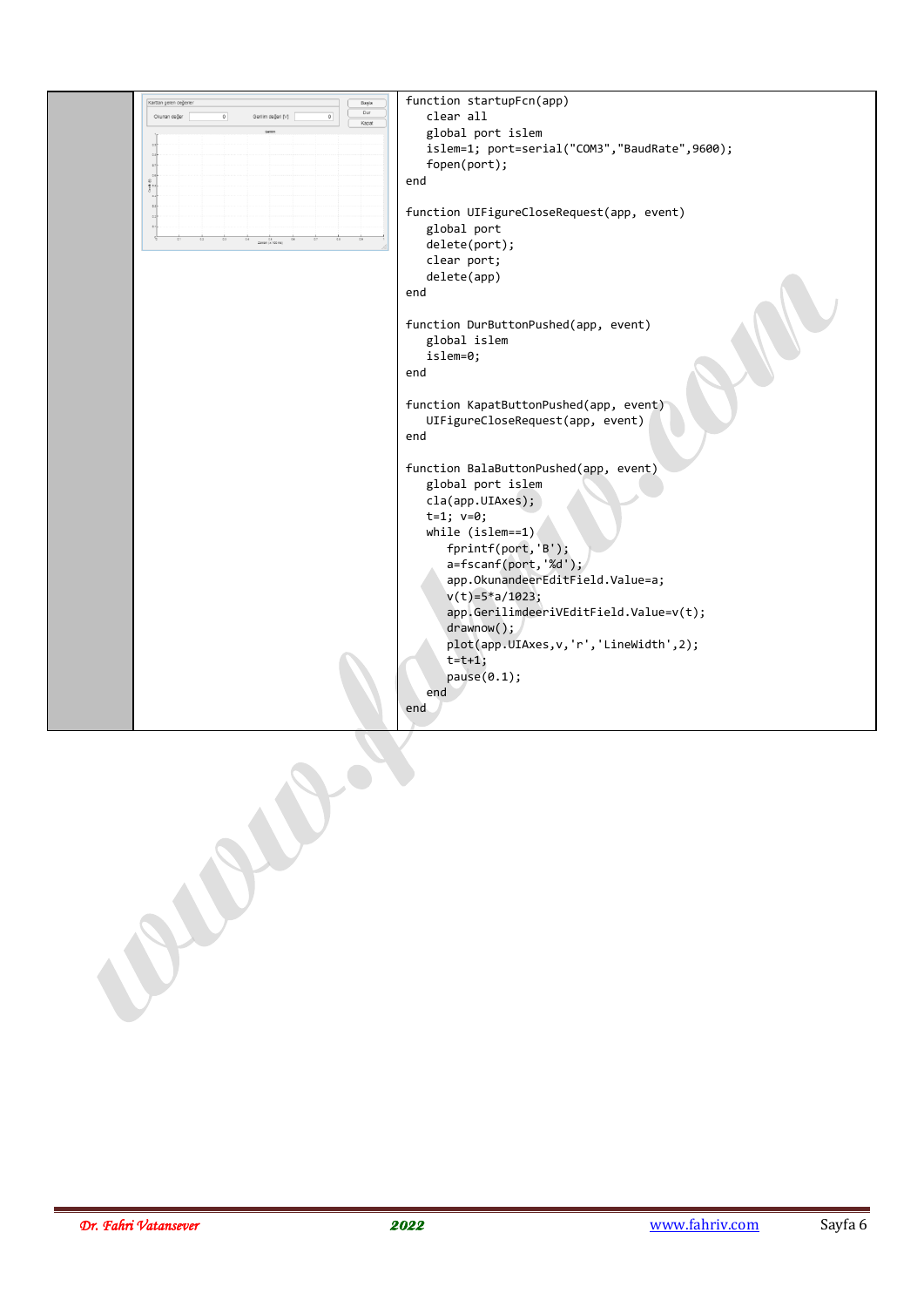| | | |
|---|---|---|
| | | ```function startupFcn(app)``` |

```
function startupFcn(app)
   clear all
   global port islem
   islem=1; port=serial("COM3","BaudRate",9600);
   fopen(port);
end

function UIFigureCloseRequest(app, event)
   global port
   delete(port);
   clear port;
   delete(app)
end

function DurButtonPushed(app, event)
   global islem
   islem=0;
end

function KapatButtonPushed(app, event)
   UIFigureCloseRequest(app, event)
end

function BalaButtonPushed(app, event)
   global port islem
   cla(app.UIAxes);
   t=1; v=0;
   while (islem==1)
      fprintf(port,'B');
      a=fscanf(port,'%d');
      app.OkunandeerEditField.Value=a;
      v(t)=5*a/1023;
      app.GerilimdeeriVEditField.Value=v(t);
      drawnow();
      plot(app.UIAxes,v,'r','LineWidth',2);
      t=t+1;
      pause(0.1);
   end
end
```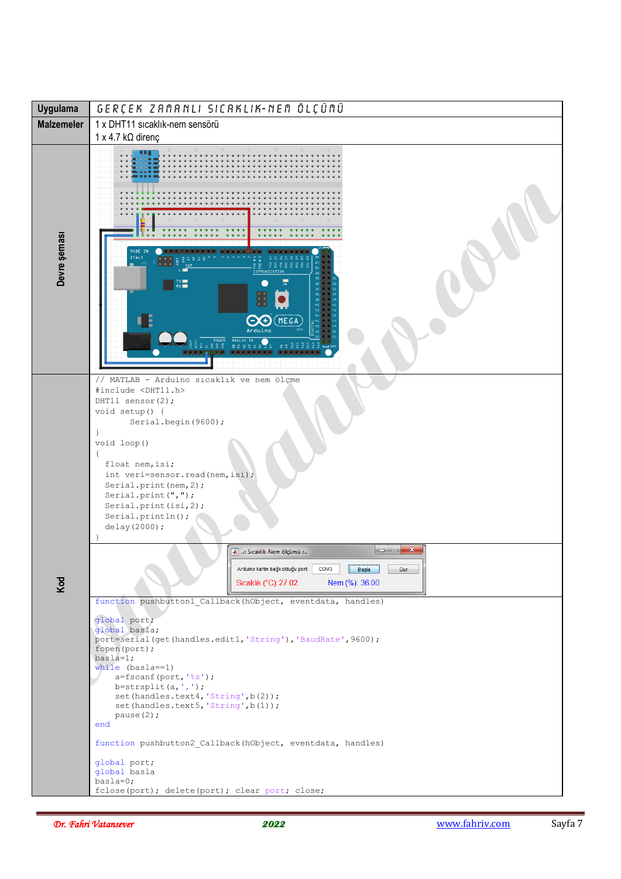| | |
|---|---|
| **Uygulama** | GERÇEK ZAMANLI SICAKLIK-NEM ÖLÇÜMÜ |
| **Malzemeler** | 1 x DHT11 sıcaklık-nem sensörü<br>1 x 4.7 kΩ direnç |
| **Devre şeması** | |

**Kod**

```
// MATLAB - Arduino sıcaklık ve nem ölçme
#include <DHT11.h>
DHT11 sensor(2);
void setup() {
       Serial.begin(9600);
}
void loop()
{
  float nem,isi;
  int veri=sensor.read(nem,isi);
  Serial.print(nem,2);
  Serial.print(",");
  Serial.print(isi,2);
  Serial.println();
  delay(2000);
}
```

.:: Sıcaklık-Nem ölçümü ::.

Arduino kartın bağlı olduğu port COM3 Bağla Dur

Sıcaklık (°C): 27.02 Nem (%): 36.00

```
function pushbutton1_Callback(hObject, eventdata, handles)

global port;
global basla;
port=serial(get(handles.edit1,'String'),'BaudRate',9600);
fopen(port);
basla=1;
while (basla==1)
    a=fscanf(port,'%s');
    b=strsplit(a,',');
    set(handles.text4,'String',b(2));
    set(handles.text5,'String',b(1));
    pause(2);
end

function pushbutton2_Callback(hObject, eventdata, handles)

global port;
global basla
basla=0;
fclose(port); delete(port); clear port; close;
```